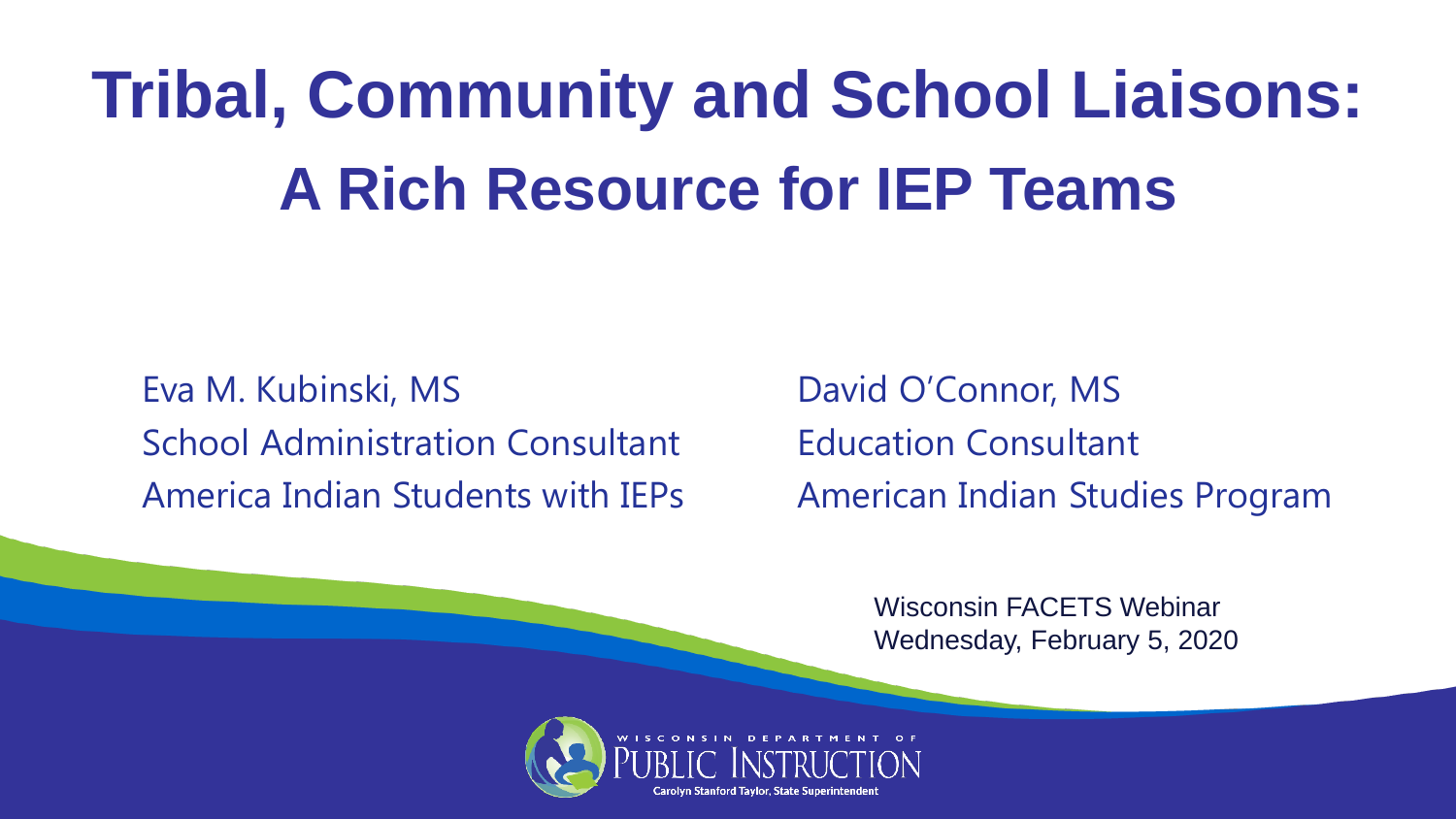# Tribal, Community and School Liaisons:
## A Rich Resource for IEP Teams

Eva M. Kubinski, MS
School Administration Consultant
America Indian Students with IEPs

David O'Connor, MS
Education Consultant
American Indian Studies Program

Wisconsin FACETS Webinar
Wednesday, February 5, 2020

WISCONSIN DEPARTMENT OF PUBLIC INSTRUCTION
Carolyn Stanford Taylor, State Superintendent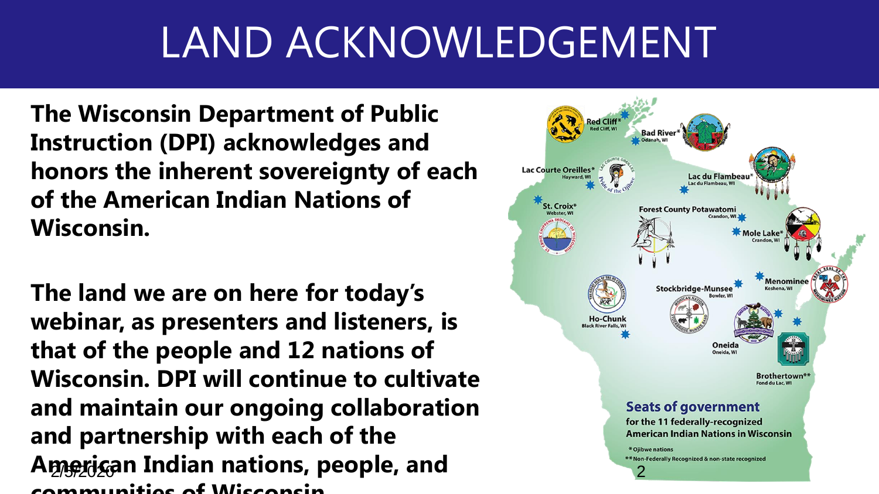# LAND ACKNOWLEDGEMENT

**The Wisconsin Department of Public Instruction (DPI) acknowledges and honors the inherent sovereignty of each of the American Indian Nations of Wisconsin.**

**The land we are on here for today's webinar, as presenters and listeners, is that of the people and 12 nations of Wisconsin. DPI will continue to cultivate and maintain our ongoing collaboration and partnership with each of the American Indian nations, people, and communities of Wisconsin.**

Red Cliff*
Red Cliff, WI

Bad River*
Odanah, WI

Lac Courte Oreilles*
Hayward, WI

Lac du Flambeau*
Lac du Flambeau, WI

St. Croix*
Webster, WI

Forest County Potawatomi
Crandon, WI

Mole Lake*
Crandon, WI

Menominee
Keshena, WI

Stockbridge-Munsee
Bowler, WI

Ho-Chunk
Black River Falls, WI

Oneida
Oneida, WI

Brothertown**
Fond du Lac, WI

**Seats of government**
for the 11 federally-recognized American Indian Nations in Wisconsin

* Ojibwe nations
** Non-Federally Recognized & non-state recognized

2/5/2020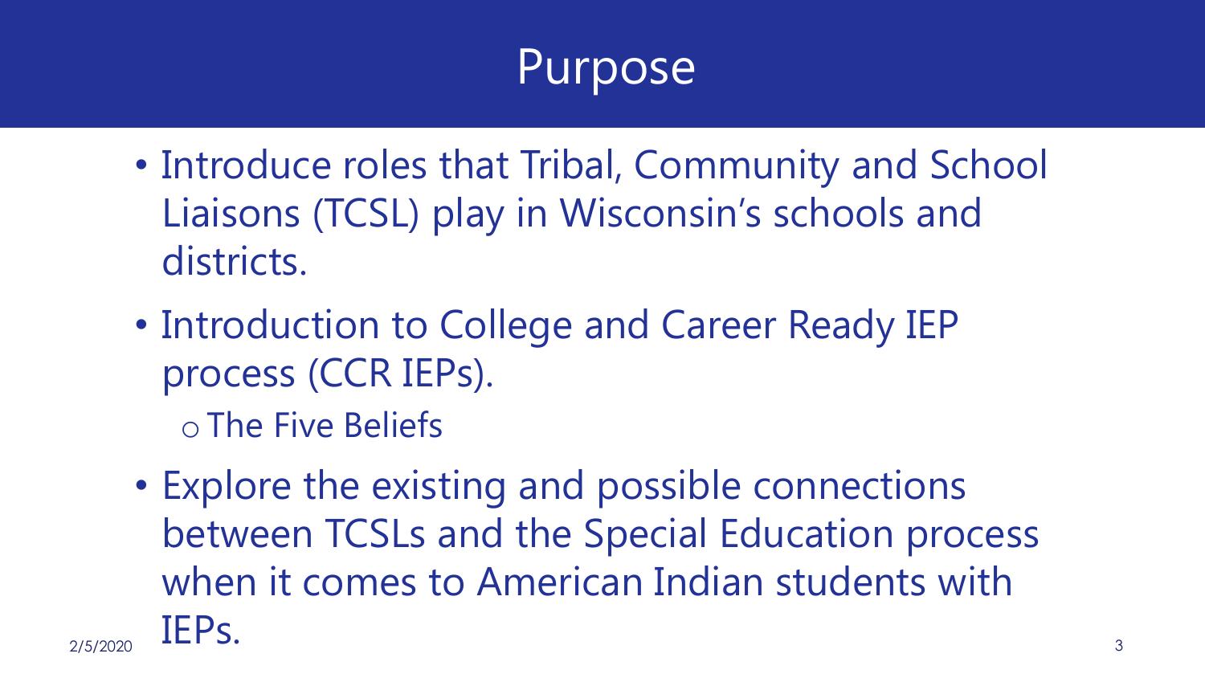# Purpose

- Introduce roles that Tribal, Community and School Liaisons (TCSL) play in Wisconsin's schools and districts.
- Introduction to College and Career Ready IEP process (CCR IEPs).
  - The Five Beliefs
- Explore the existing and possible connections between TCSLs and the Special Education process when it comes to American Indian students with IEPs.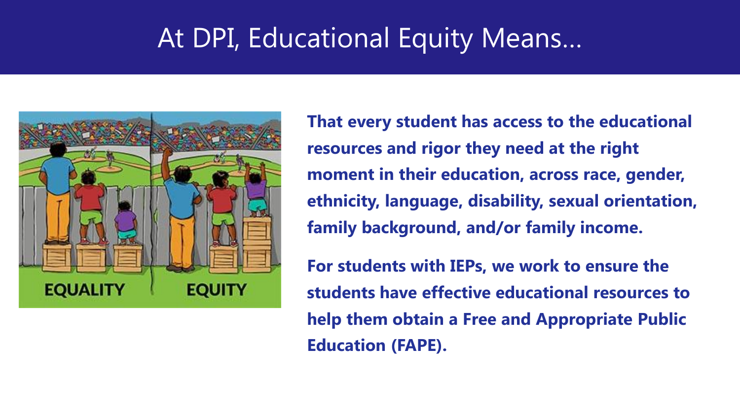# At DPI, Educational Equity Means…

**That every student has access to the educational resources and rigor they need at the right moment in their education, across race, gender, ethnicity, language, disability, sexual orientation, family background, and/or family income.**

**For students with IEPs, we work to ensure the students have effective educational resources to help them obtain a Free and Appropriate Public Education (FAPE).**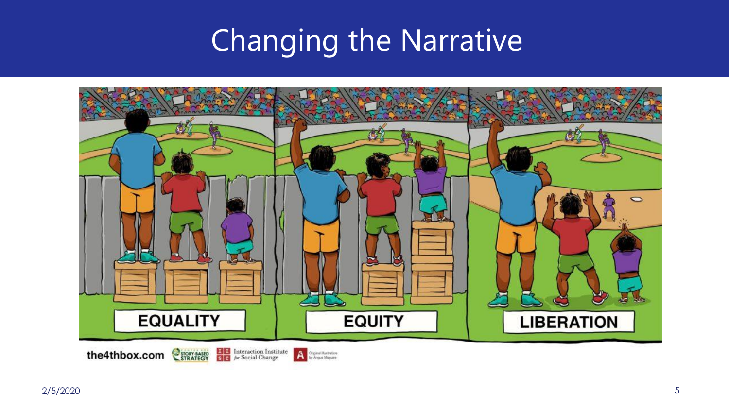# Changing the Narrative

EQUALITY

EQUITY

LIBERATION

the4thbox.com STORY-BASED STRATEGY Interaction Institute for Social Change Original illustration by Angus Maguire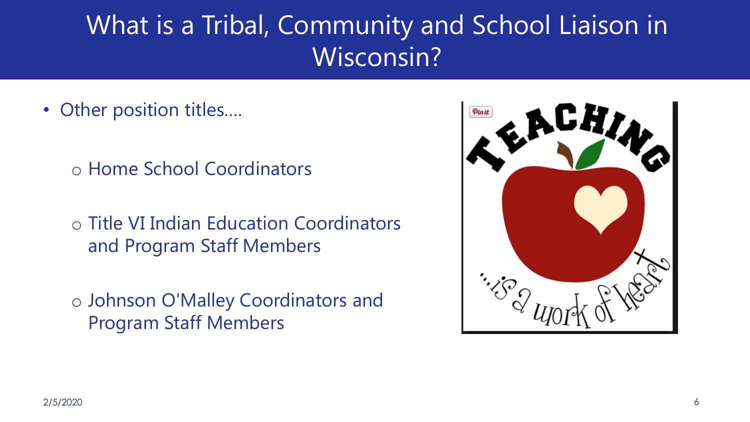# What is a Tribal, Community and School Liaison in Wisconsin?

- Other position titles….
  - Home School Coordinators
  - Title VI Indian Education Coordinators and Program Staff Members
  - Johnson O'Malley Coordinators and Program Staff Members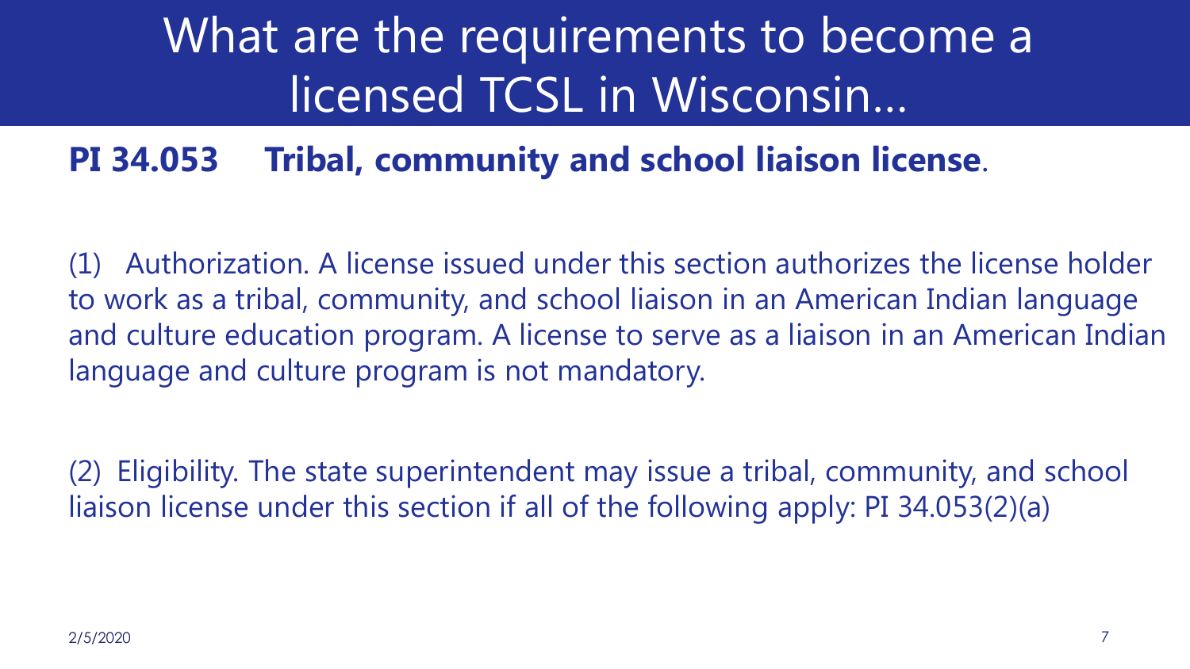# What are the requirements to become a licensed TCSL in Wisconsin…

**PI 34.053 Tribal, community and school liaison license**.

(1) Authorization. A license issued under this section authorizes the license holder to work as a tribal, community, and school liaison in an American Indian language and culture education program. A license to serve as a liaison in an American Indian language and culture program is not mandatory.

(2) Eligibility. The state superintendent may issue a tribal, community, and school liaison license under this section if all of the following apply: PI 34.053(2)(a)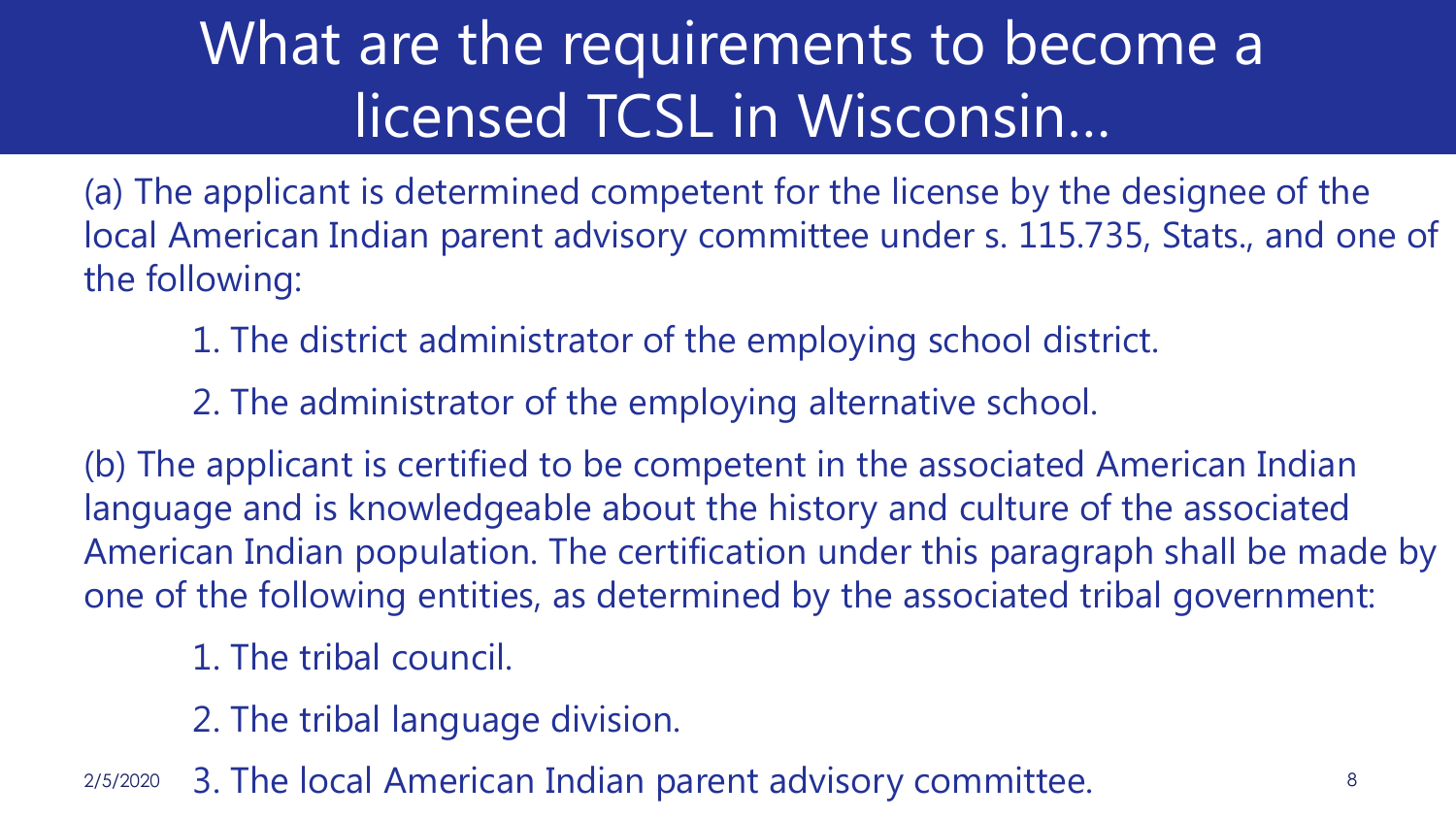# What are the requirements to become a licensed TCSL in Wisconsin…

(a) The applicant is determined competent for the license by the designee of the local American Indian parent advisory committee under s. 115.735, Stats., and one of the following:

1. The district administrator of the employing school district.
2. The administrator of the employing alternative school.

(b) The applicant is certified to be competent in the associated American Indian language and is knowledgeable about the history and culture of the associated American Indian population. The certification under this paragraph shall be made by one of the following entities, as determined by the associated tribal government:

1. The tribal council.
2. The tribal language division.
3. The local American Indian parent advisory committee.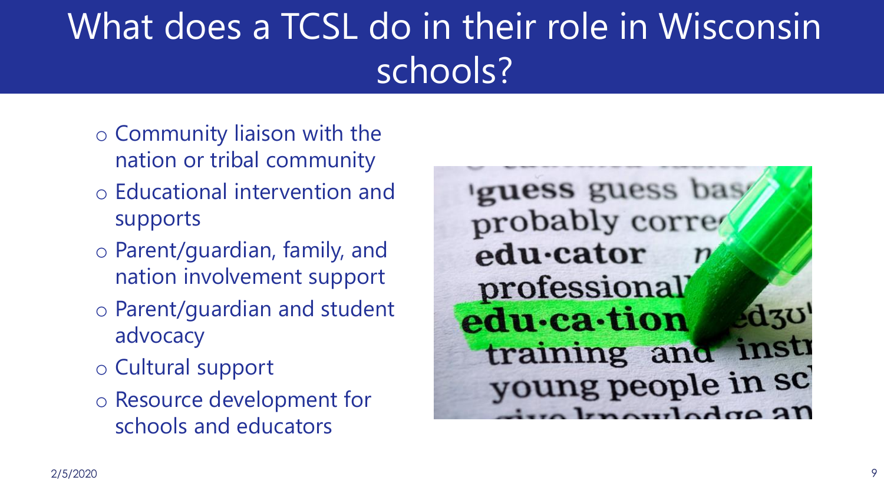# What does a TCSL do in their role in Wisconsin schools?

- Community liaison with the nation or tribal community
- Educational intervention and supports
- Parent/guardian, family, and nation involvement support
- Parent/guardian and student advocacy
- Cultural support
- Resource development for schools and educators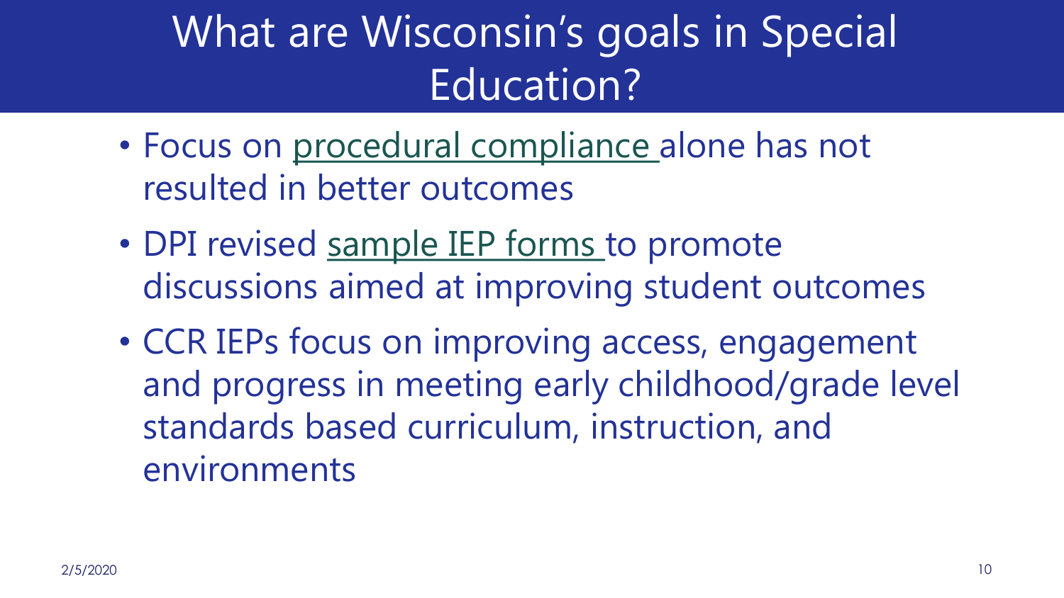# What are Wisconsin's goals in Special Education?

- Focus on procedural compliance alone has not resulted in better outcomes
- DPI revised sample IEP forms to promote discussions aimed at improving student outcomes
- CCR IEPs focus on improving access, engagement and progress in meeting early childhood/grade level standards based curriculum, instruction, and environments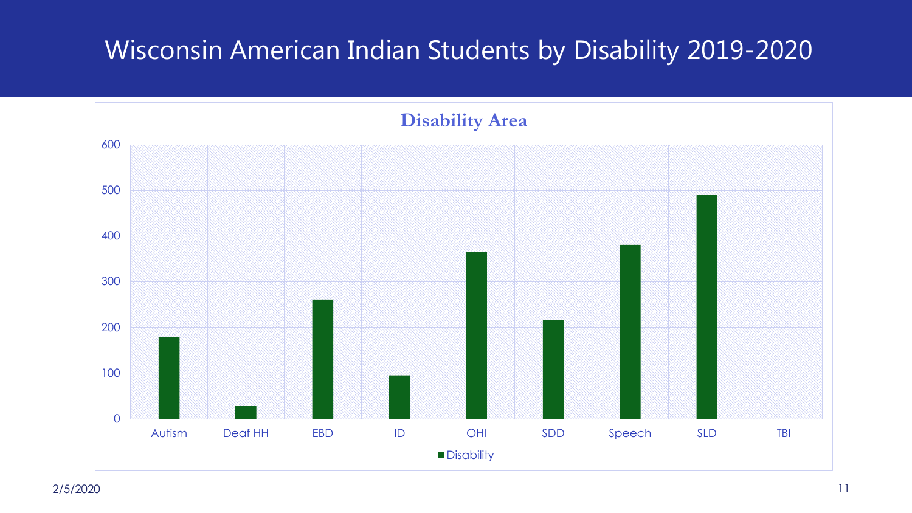# Wisconsin American Indian Students by Disability 2019-2020

**Disability Area**

600
500
400
300
200
100
0

Autism | Deaf HH | EBD | ID | OHI | SDD | Speech | SLD | TBI

■ Disability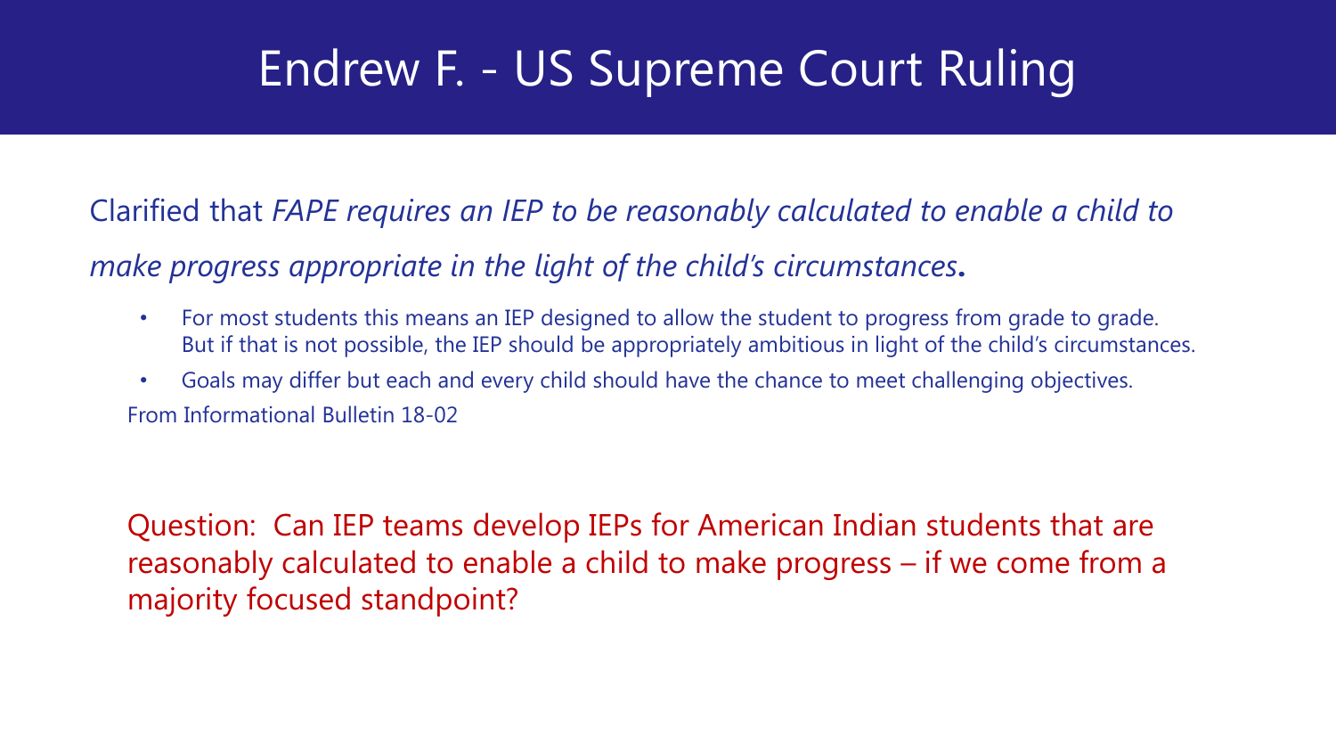# Endrew F. - US Supreme Court Ruling

Clarified that *FAPE requires an IEP to be reasonably calculated to enable a child to make progress appropriate in the light of the child's circumstances***.**

- For most students this means an IEP designed to allow the student to progress from grade to grade. But if that is not possible, the IEP should be appropriately ambitious in light of the child's circumstances.
- Goals may differ but each and every child should have the chance to meet challenging objectives.

From Informational Bulletin 18-02

Question: Can IEP teams develop IEPs for American Indian students that are reasonably calculated to enable a child to make progress – if we come from a majority focused standpoint?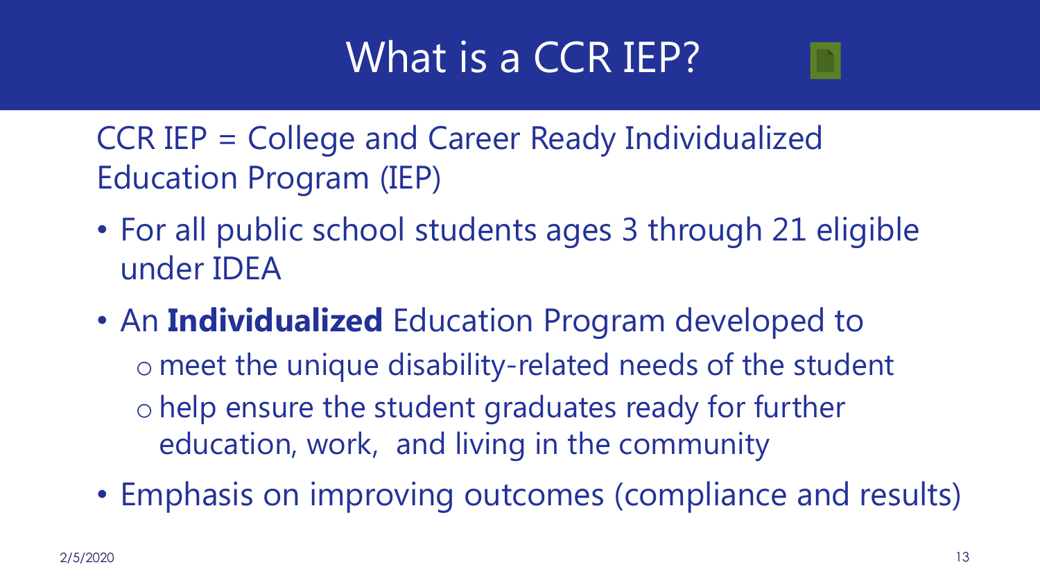# What is a CCR IEP?

CCR IEP = College and Career Ready Individualized Education Program (IEP)

- For all public school students ages 3 through 21 eligible under IDEA
- An **Individualized** Education Program developed to
  - meet the unique disability-related needs of the student
  - help ensure the student graduates ready for further education, work, and living in the community
- Emphasis on improving outcomes (compliance and results)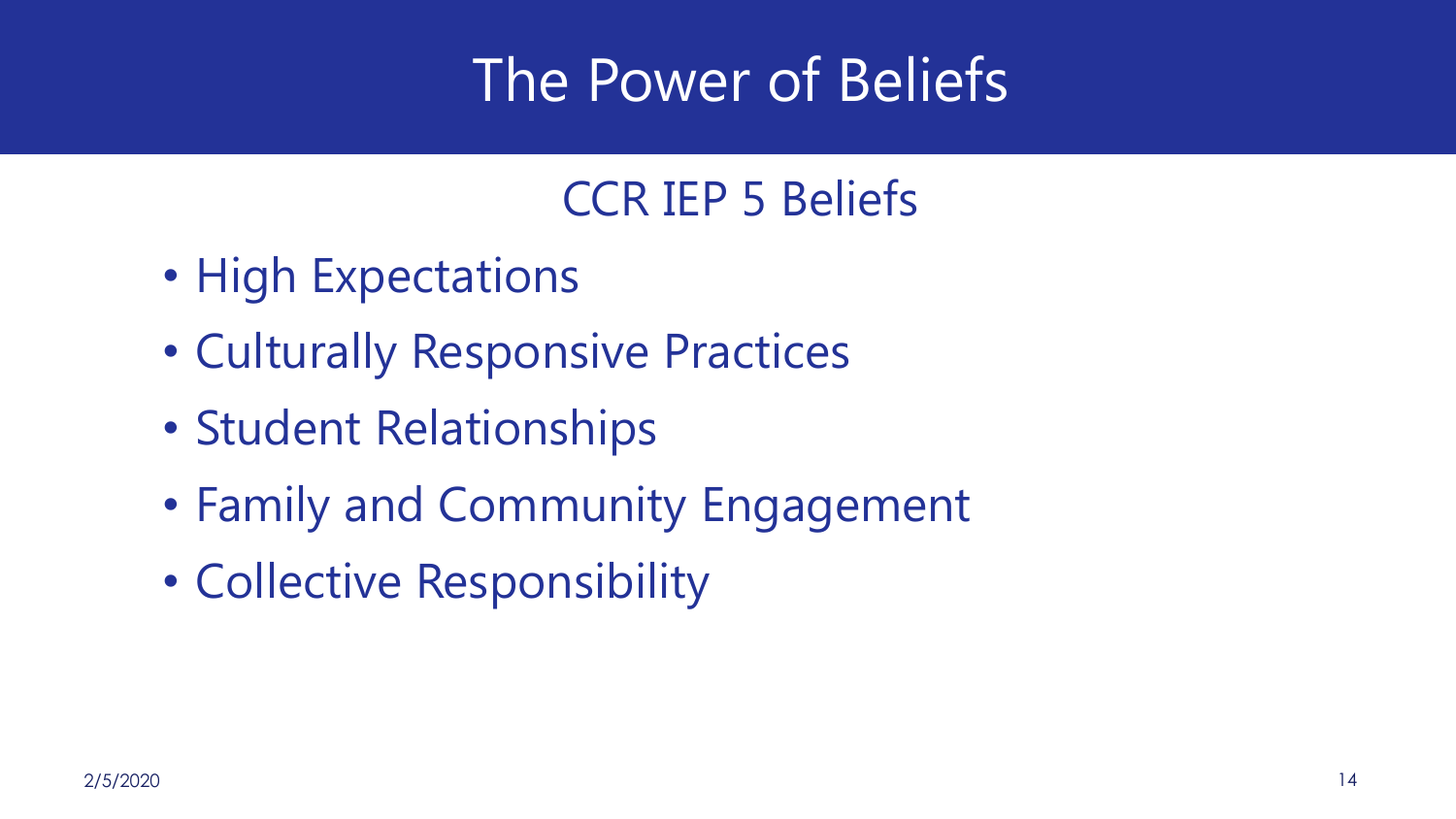# The Power of Beliefs

## CCR IEP 5 Beliefs

- High Expectations
- Culturally Responsive Practices
- Student Relationships
- Family and Community Engagement
- Collective Responsibility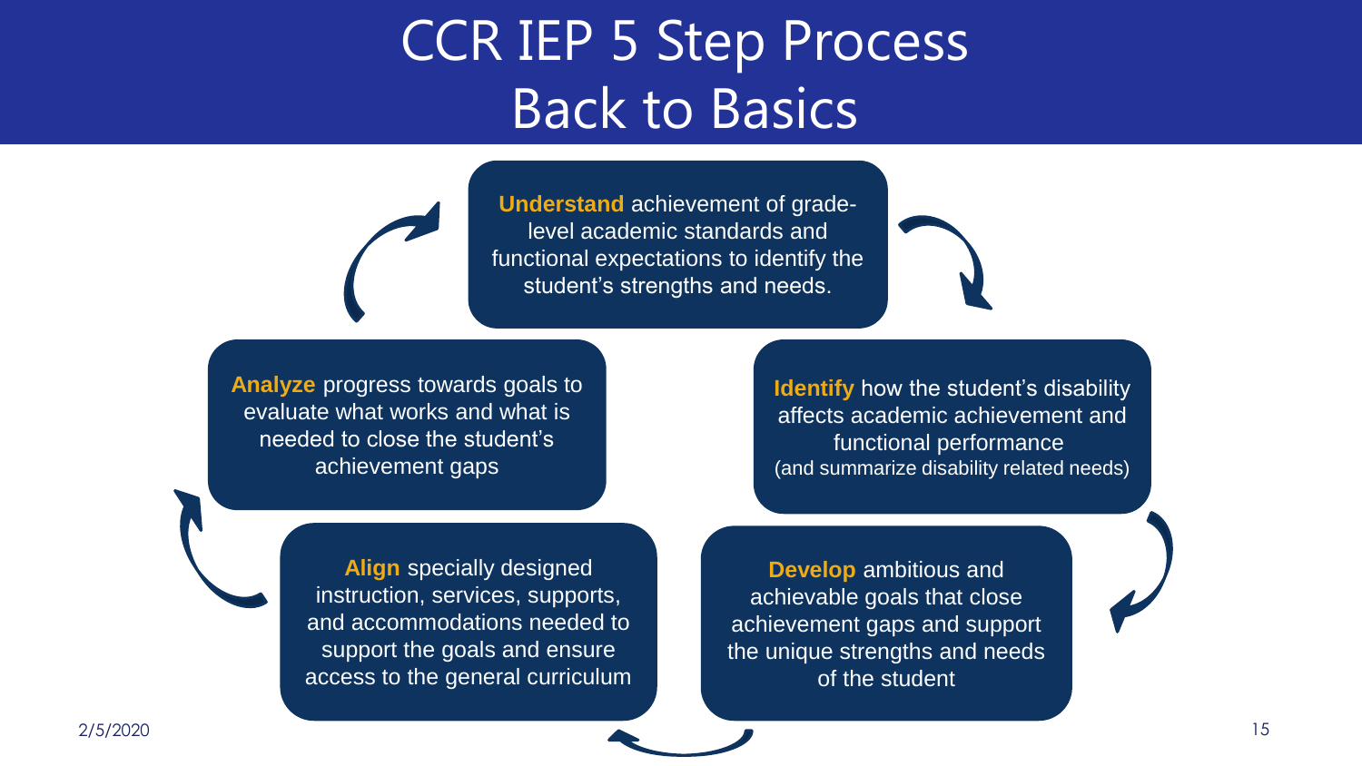# CCR IEP 5 Step Process
## Back to Basics

**Understand** achievement of grade-level academic standards and functional expectations to identify the student's strengths and needs.

**Identify** how the student's disability affects academic achievement and functional performance
(and summarize disability related needs)

**Develop** ambitious and achievable goals that close achievement gaps and support the unique strengths and needs of the student

**Align** specially designed instruction, services, supports, and accommodations needed to support the goals and ensure access to the general curriculum

**Analyze** progress towards goals to evaluate what works and what is needed to close the student's achievement gaps

2/5/2020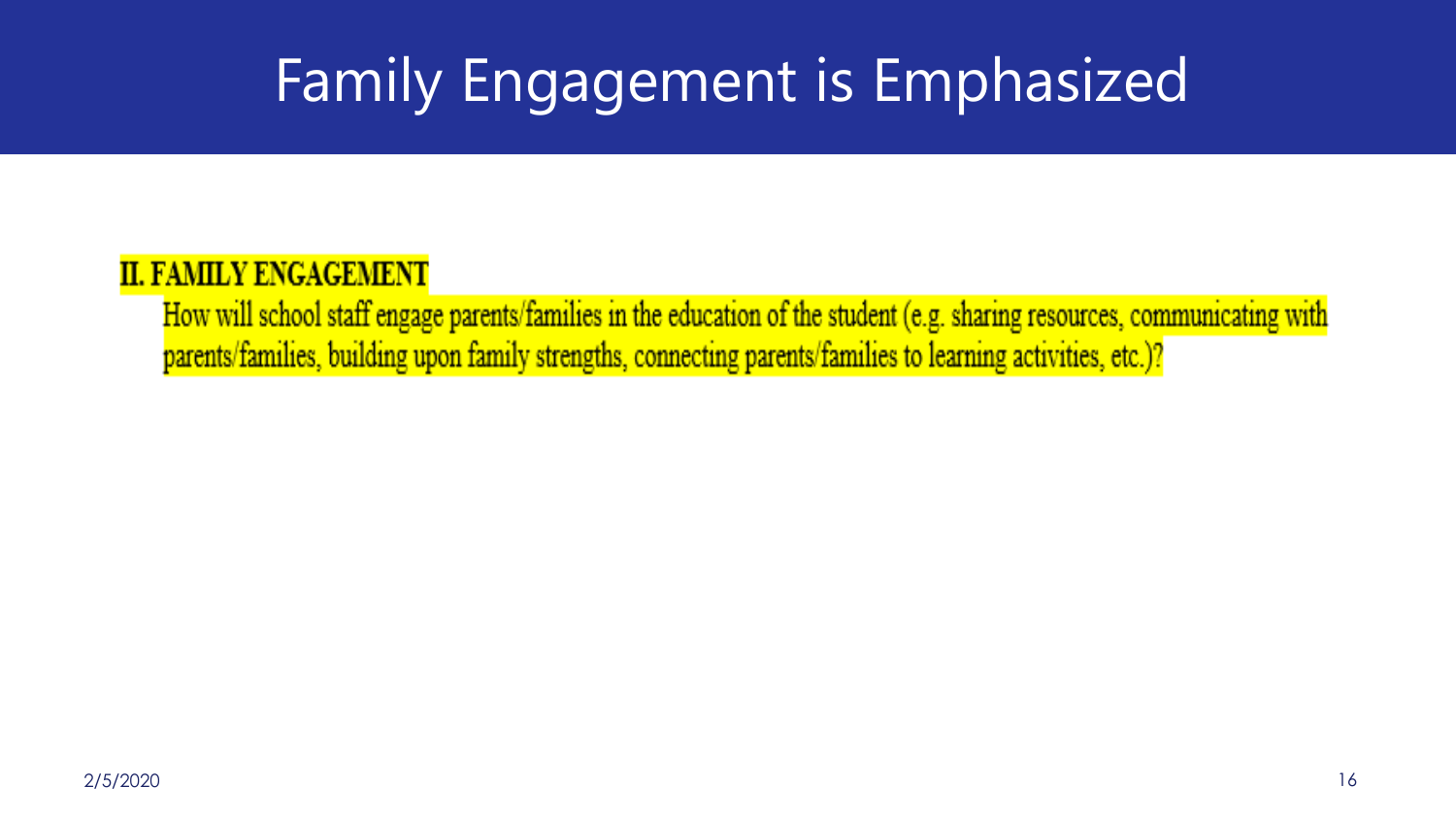# Family Engagement is Emphasized

**II. FAMILY ENGAGEMENT**

How will school staff engage parents/families in the education of the student (e.g. sharing resources, communicating with parents/families, building upon family strengths, connecting parents/families to learning activities, etc.)?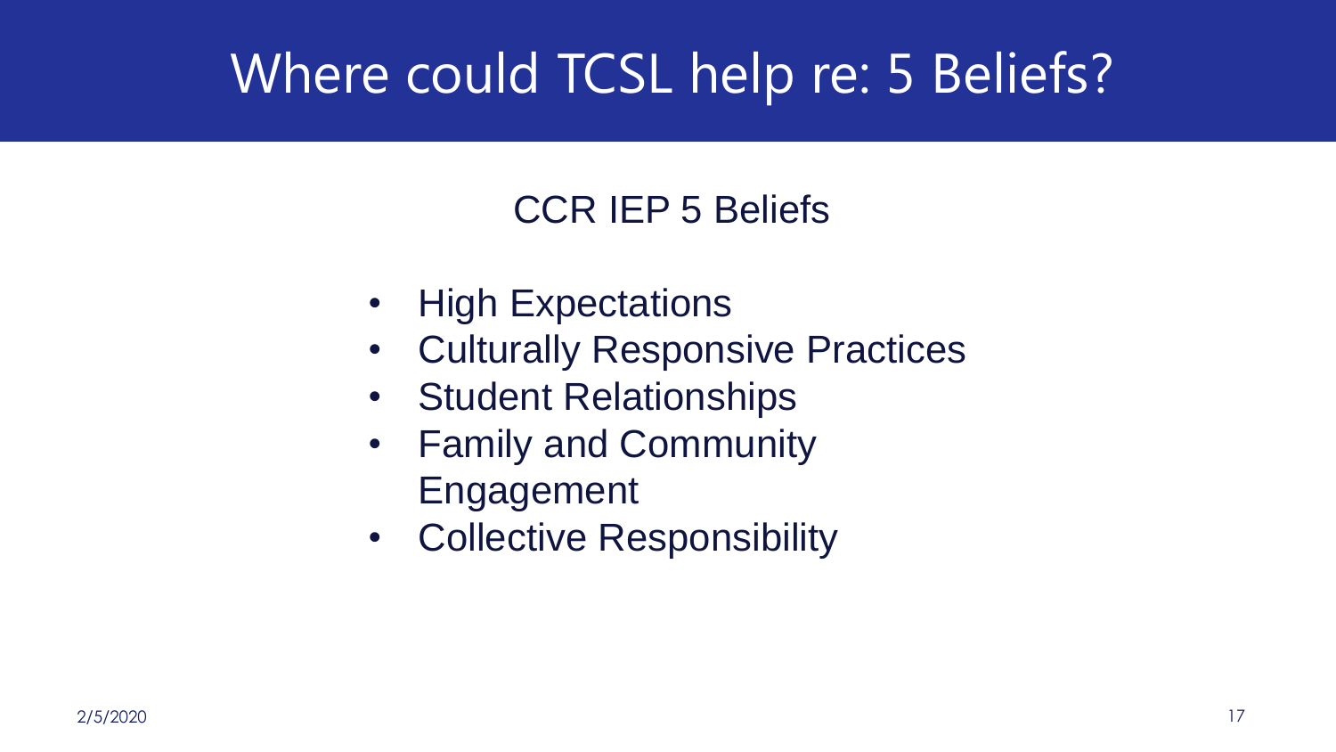# Where could TCSL help re: 5 Beliefs?

## CCR IEP 5 Beliefs

- High Expectations
- Culturally Responsive Practices
- Student Relationships
- Family and Community Engagement
- Collective Responsibility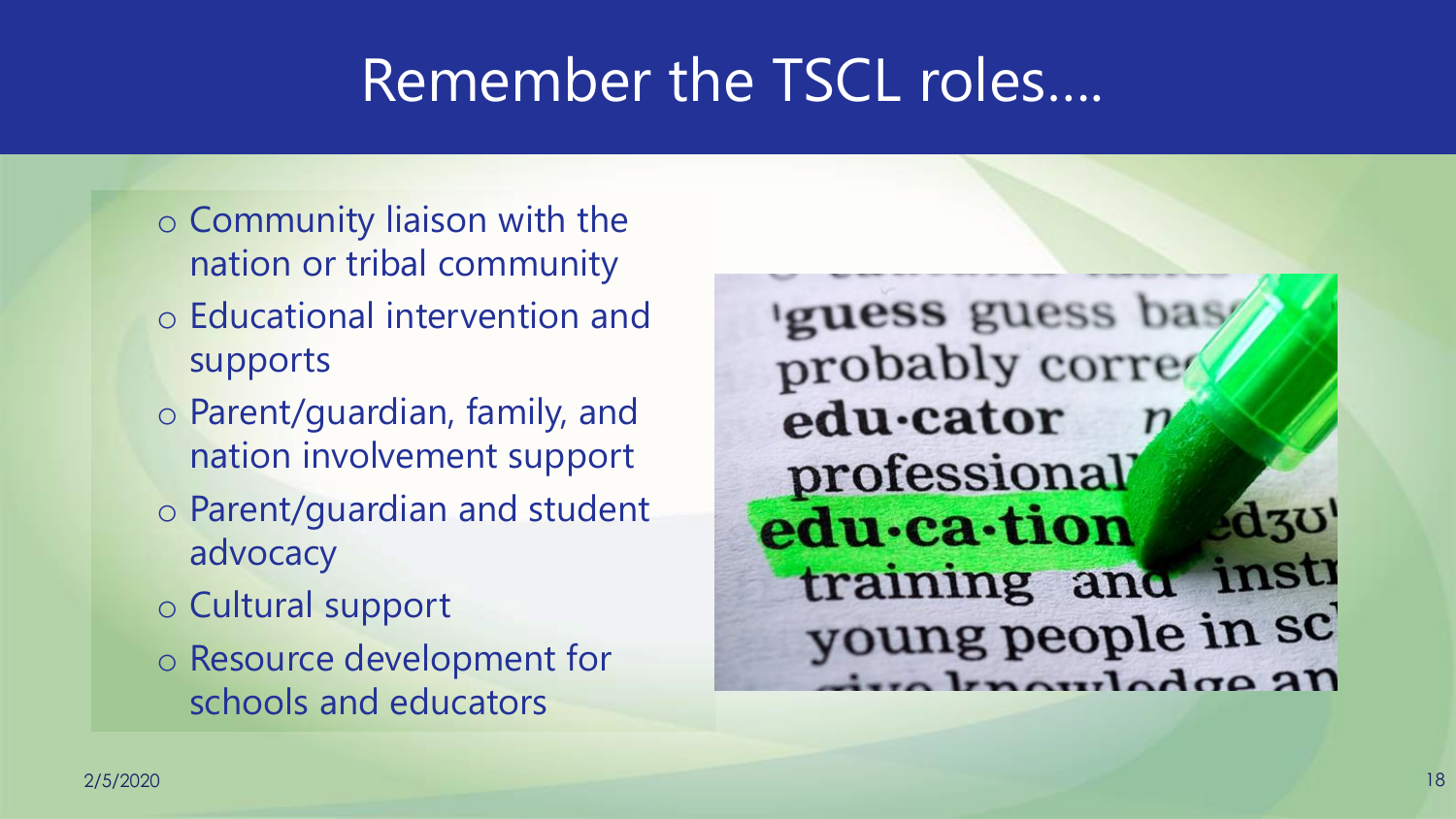# Remember the TSCL roles….

- Community liaison with the nation or tribal community
- Educational intervention and supports
- Parent/guardian, family, and nation involvement support
- Parent/guardian and student advocacy
- Cultural support
- Resource development for schools and educators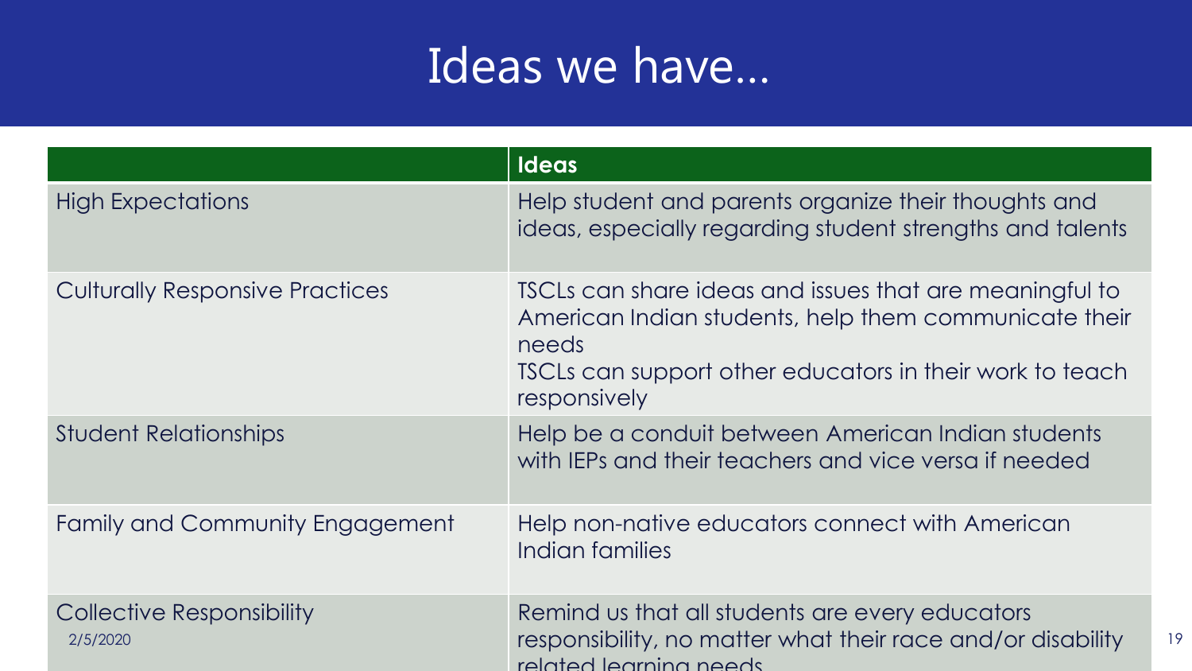# Ideas we have…

| | Ideas |
|---|---|
| High Expectations | Help student and parents organize their thoughts and ideas, especially regarding student strengths and talents |
| Culturally Responsive Practices | TSCLs can share ideas and issues that are meaningful to American Indian students, help them communicate their needs<br>TSCLs can support other educators in their work to teach responsively |
| Student Relationships | Help be a conduit between American Indian students with IEPs and their teachers and vice versa if needed |
| Family and Community Engagement | Help non-native educators connect with American Indian families |
| Collective Responsibility | Remind us that all students are every educators responsibility, no matter what their race and/or disability related learning needs |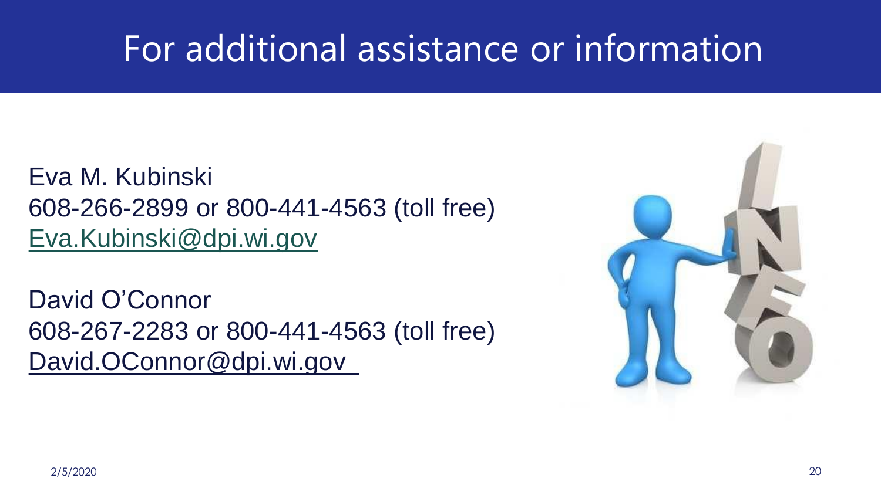# For additional assistance or information

Eva M. Kubinski
608-266-2899 or 800-441-4563 (toll free)
Eva.Kubinski@dpi.wi.gov

David O'Connor
608-267-2283 or 800-441-4563 (toll free)
David.OConnor@dpi.wi.gov

2/5/2020